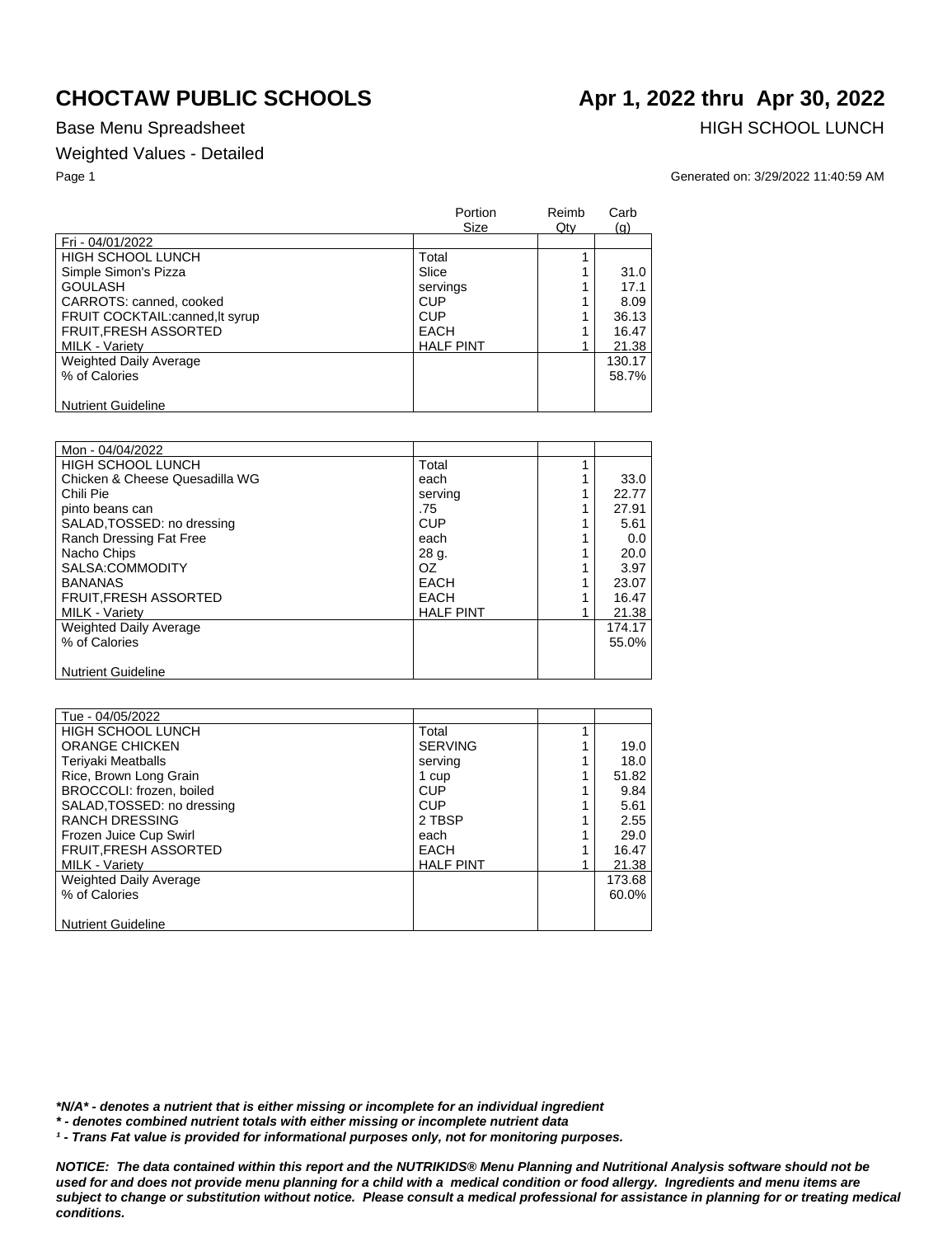# CHOCTAW PUBLIC SCHOOLS

# Apr 1, 2022 thru Apr 30, 2022

Base Menu Spreadsheet

HIGH SCHOOL LUNCH

Weighted Values - Detailed

Generated on: 3/29/2022 11:40:59 AM

| | Portion Size | Reimb Qty | Carb (g) |
|---|---|---|---|
| Fri - 04/01/2022 | | | |
| HIGH SCHOOL LUNCH | Total | 1 | |
| Simple Simon's Pizza | Slice | 1 | 31.0 |
| GOULASH | servings | 1 | 17.1 |
| CARROTS: canned, cooked | CUP | 1 | 8.09 |
| FRUIT COCKTAIL:canned,lt syrup | CUP | 1 | 36.13 |
| FRUIT,FRESH ASSORTED | EACH | 1 | 16.47 |
| MILK - Variety | HALF PINT | 1 | 21.38 |
| Weighted Daily Average | | | 130.17 |
| % of Calories | | | 58.7% |
| Nutrient Guideline | | | |

| | Portion Size | Reimb Qty | Carb (g) |
|---|---|---|---|
| Mon - 04/04/2022 | | | |
| HIGH SCHOOL LUNCH | Total | 1 | |
| Chicken & Cheese Quesadilla WG | each | 1 | 33.0 |
| Chili Pie | serving | 1 | 22.77 |
| pinto beans can | .75 | 1 | 27.91 |
| SALAD,TOSSED: no dressing | CUP | 1 | 5.61 |
| Ranch Dressing Fat Free | each | 1 | 0.0 |
| Nacho Chips | 28 g. | 1 | 20.0 |
| SALSA:COMMODITY | OZ | 1 | 3.97 |
| BANANAS | EACH | 1 | 23.07 |
| FRUIT,FRESH ASSORTED | EACH | 1 | 16.47 |
| MILK - Variety | HALF PINT | 1 | 21.38 |
| Weighted Daily Average | | | 174.17 |
| % of Calories | | | 55.0% |
| Nutrient Guideline | | | |

| | Portion Size | Reimb Qty | Carb (g) |
|---|---|---|---|
| Tue - 04/05/2022 | | | |
| HIGH SCHOOL LUNCH | Total | 1 | |
| ORANGE CHICKEN | SERVING | 1 | 19.0 |
| Teriyaki Meatballs | serving | 1 | 18.0 |
| Rice, Brown Long Grain | 1 cup | 1 | 51.82 |
| BROCCOLI: frozen, boiled | CUP | 1 | 9.84 |
| SALAD,TOSSED: no dressing | CUP | 1 | 5.61 |
| RANCH DRESSING | 2 TBSP | 1 | 2.55 |
| Frozen Juice Cup Swirl | each | 1 | 29.0 |
| FRUIT,FRESH ASSORTED | EACH | 1 | 16.47 |
| MILK - Variety | HALF PINT | 1 | 21.38 |
| Weighted Daily Average | | | 173.68 |
| % of Calories | | | 60.0% |
| Nutrient Guideline | | | |

***N/A* - denotes a nutrient that is either missing or incomplete for an individual ingredient**

*** - denotes combined nutrient totals with either missing or incomplete nutrient data**

***¹ - Trans Fat value is provided for informational purposes only, not for monitoring purposes.***

***NOTICE: The data contained within this report and the NUTRIKIDS® Menu Planning and Nutritional Analysis software should not be used for and does not provide menu planning for a child with a medical condition or food allergy. Ingredients and menu items are subject to change or substitution without notice. Please consult a medical professional for assistance in planning for or treating medical conditions.***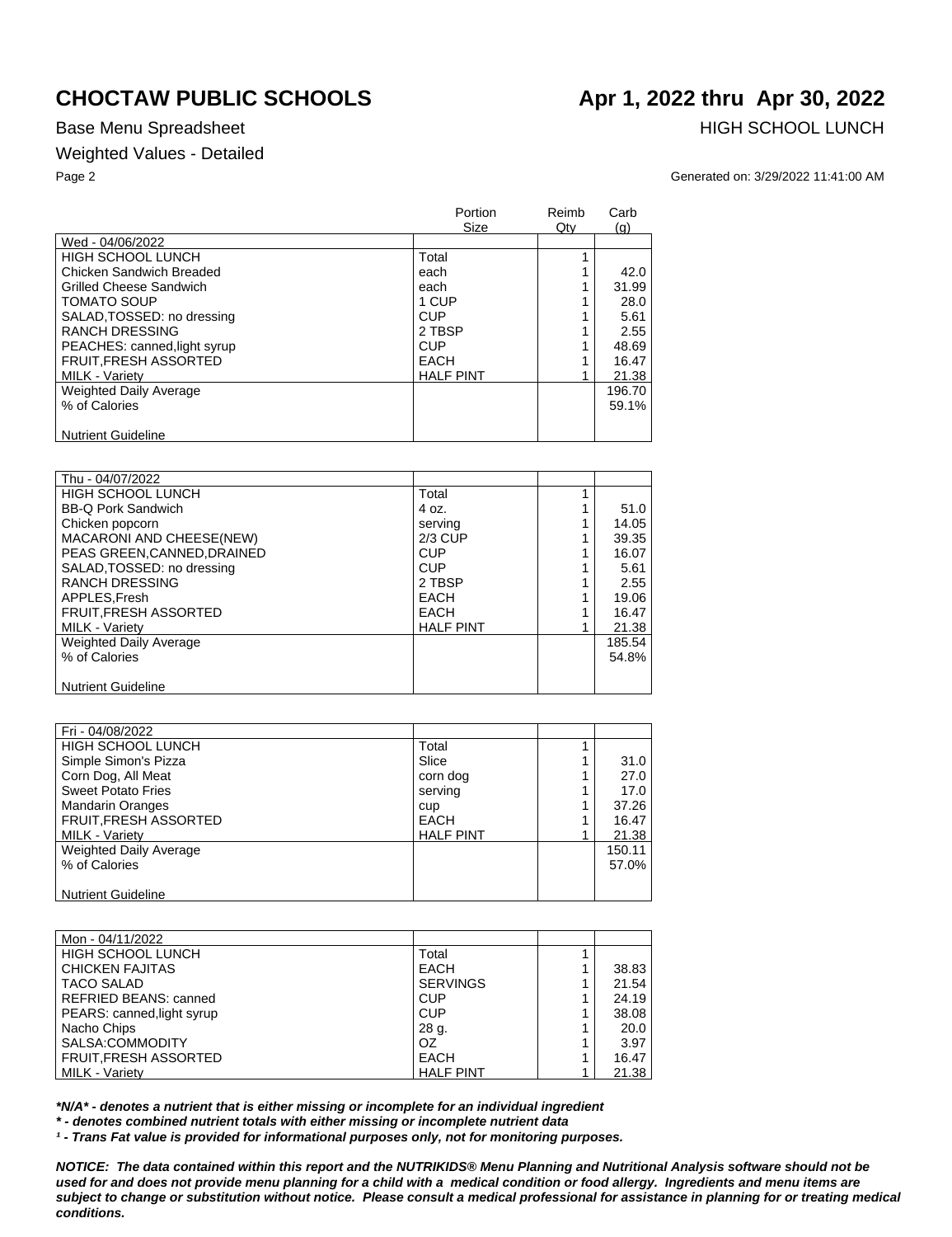# CHOCTAW PUBLIC SCHOOLS

**Apr 1, 2022 thru Apr 30, 2022**

Base Menu Spreadsheet

HIGH SCHOOL LUNCH

Weighted Values - Detailed

Generated on: 3/29/2022 11:41:00 AM

| | Portion Size | Reimb Qty | Carb (g) |
|---|---|---|---|
| Wed - 04/06/2022 | | | |
| HIGH SCHOOL LUNCH | Total | 1 | |
| Chicken Sandwich Breaded | each | 1 | 42.0 |
| Grilled Cheese Sandwich | each | 1 | 31.99 |
| TOMATO SOUP | 1 CUP | 1 | 28.0 |
| SALAD,TOSSED: no dressing | CUP | 1 | 5.61 |
| RANCH DRESSING | 2 TBSP | 1 | 2.55 |
| PEACHES: canned,light syrup | CUP | 1 | 48.69 |
| FRUIT,FRESH ASSORTED | EACH | 1 | 16.47 |
| MILK - Variety | HALF PINT | 1 | 21.38 |
| Weighted Daily Average | | | 196.70 |
| % of Calories | | | 59.1% |
| Nutrient Guideline | | | |

| | Portion Size | Reimb Qty | Carb (g) |
|---|---|---|---|
| Thu - 04/07/2022 | | | |
| HIGH SCHOOL LUNCH | Total | 1 | |
| BB-Q Pork Sandwich | 4 oz. | 1 | 51.0 |
| Chicken popcorn | serving | 1 | 14.05 |
| MACARONI AND CHEESE(NEW) | 2/3 CUP | 1 | 39.35 |
| PEAS GREEN,CANNED,DRAINED | CUP | 1 | 16.07 |
| SALAD,TOSSED: no dressing | CUP | 1 | 5.61 |
| RANCH DRESSING | 2 TBSP | 1 | 2.55 |
| APPLES,Fresh | EACH | 1 | 19.06 |
| FRUIT,FRESH ASSORTED | EACH | 1 | 16.47 |
| MILK - Variety | HALF PINT | 1 | 21.38 |
| Weighted Daily Average | | | 185.54 |
| % of Calories | | | 54.8% |
| Nutrient Guideline | | | |

| | Portion Size | Reimb Qty | Carb (g) |
|---|---|---|---|
| Fri - 04/08/2022 | | | |
| HIGH SCHOOL LUNCH | Total | 1 | |
| Simple Simon's Pizza | Slice | 1 | 31.0 |
| Corn Dog, All Meat | corn dog | 1 | 27.0 |
| Sweet Potato Fries | serving | 1 | 17.0 |
| Mandarin Oranges | cup | 1 | 37.26 |
| FRUIT,FRESH ASSORTED | EACH | 1 | 16.47 |
| MILK - Variety | HALF PINT | 1 | 21.38 |
| Weighted Daily Average | | | 150.11 |
| % of Calories | | | 57.0% |
| Nutrient Guideline | | | |

| | Portion Size | Reimb Qty | Carb (g) |
|---|---|---|---|
| Mon - 04/11/2022 | | | |
| HIGH SCHOOL LUNCH | Total | 1 | |
| CHICKEN FAJITAS | EACH | 1 | 38.83 |
| TACO SALAD | SERVINGS | 1 | 21.54 |
| REFRIED BEANS: canned | CUP | 1 | 24.19 |
| PEARS: canned,light syrup | CUP | 1 | 38.08 |
| Nacho Chips | 28 g. | 1 | 20.0 |
| SALSA:COMMODITY | OZ | 1 | 3.97 |
| FRUIT,FRESH ASSORTED | EACH | 1 | 16.47 |
| MILK - Variety | HALF PINT | 1 | 21.38 |

***N/A* - denotes a nutrient that is either missing or incomplete for an individual ingredient***

***\* - denotes combined nutrient totals with either missing or incomplete nutrient data***

***¹ - Trans Fat value is provided for informational purposes only, not for monitoring purposes.***

***NOTICE: The data contained within this report and the NUTRIKIDS® Menu Planning and Nutritional Analysis software should not be used for and does not provide menu planning for a child with a medical condition or food allergy. Ingredients and menu items are subject to change or substitution without notice. Please consult a medical professional for assistance in planning for or treating medical conditions.***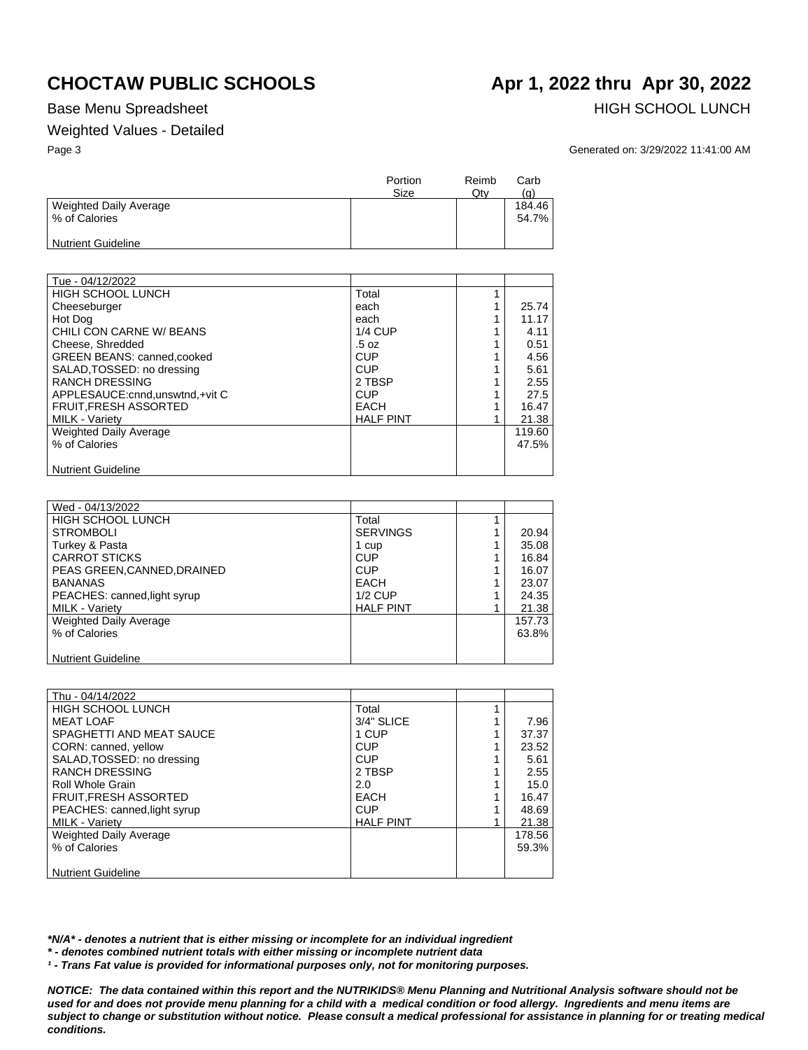# CHOCTAW PUBLIC SCHOOLS

## Apr 1, 2022 thru Apr 30, 2022

Base Menu Spreadsheet

HIGH SCHOOL LUNCH

Weighted Values - Detailed

Generated on: 3/29/2022 11:41:00 AM

| | Portion Size | Reimb Qty | Carb (g) |
|---|---|---|---|
| Weighted Daily Average | | | 184.46 |
| % of Calories | | | 54.7% |
| Nutrient Guideline | | | |

| Tue - 04/12/2022 | | | |
|---|---|---|---|
| HIGH SCHOOL LUNCH | Total | 1 | |
| Cheeseburger | each | 1 | 25.74 |
| Hot Dog | each | 1 | 11.17 |
| CHILI CON CARNE W/ BEANS | 1/4 CUP | 1 | 4.11 |
| Cheese, Shredded | .5 oz | 1 | 0.51 |
| GREEN BEANS: canned,cooked | CUP | 1 | 4.56 |
| SALAD,TOSSED: no dressing | CUP | 1 | 5.61 |
| RANCH DRESSING | 2 TBSP | 1 | 2.55 |
| APPLESAUCE:cnnd,unswtnd,+vit C | CUP | 1 | 27.5 |
| FRUIT,FRESH ASSORTED | EACH | 1 | 16.47 |
| MILK - Variety | HALF PINT | 1 | 21.38 |
| Weighted Daily Average | | | 119.60 |
| % of Calories | | | 47.5% |
| Nutrient Guideline | | | |

| Wed - 04/13/2022 | | | |
|---|---|---|---|
| HIGH SCHOOL LUNCH | Total | 1 | |
| STROMBOLI | SERVINGS | 1 | 20.94 |
| Turkey & Pasta | 1 cup | 1 | 35.08 |
| CARROT STICKS | CUP | 1 | 16.84 |
| PEAS GREEN,CANNED,DRAINED | CUP | 1 | 16.07 |
| BANANAS | EACH | 1 | 23.07 |
| PEACHES: canned,light syrup | 1/2 CUP | 1 | 24.35 |
| MILK - Variety | HALF PINT | 1 | 21.38 |
| Weighted Daily Average | | | 157.73 |
| % of Calories | | | 63.8% |
| Nutrient Guideline | | | |

| Thu - 04/14/2022 | | | |
|---|---|---|---|
| HIGH SCHOOL LUNCH | Total | 1 | |
| MEAT LOAF | 3/4" SLICE | 1 | 7.96 |
| SPAGHETTI AND MEAT SAUCE | 1 CUP | 1 | 37.37 |
| CORN: canned, yellow | CUP | 1 | 23.52 |
| SALAD,TOSSED: no dressing | CUP | 1 | 5.61 |
| RANCH DRESSING | 2 TBSP | 1 | 2.55 |
| Roll Whole Grain | 2.0 | 1 | 15.0 |
| FRUIT,FRESH ASSORTED | EACH | 1 | 16.47 |
| PEACHES: canned,light syrup | CUP | 1 | 48.69 |
| MILK - Variety | HALF PINT | 1 | 21.38 |
| Weighted Daily Average | | | 178.56 |
| % of Calories | | | 59.3% |
| Nutrient Guideline | | | |

***N/A* - denotes a nutrient that is either missing or incomplete for an individual ingredient**

***** - denotes combined nutrient totals with either missing or incomplete nutrient data**

***¹ - Trans Fat value is provided for informational purposes only, not for monitoring purposes.***

***NOTICE: The data contained within this report and the NUTRIKIDS® Menu Planning and Nutritional Analysis software should not be used for and does not provide menu planning for a child with a medical condition or food allergy. Ingredients and menu items are subject to change or substitution without notice. Please consult a medical professional for assistance in planning for or treating medical conditions.***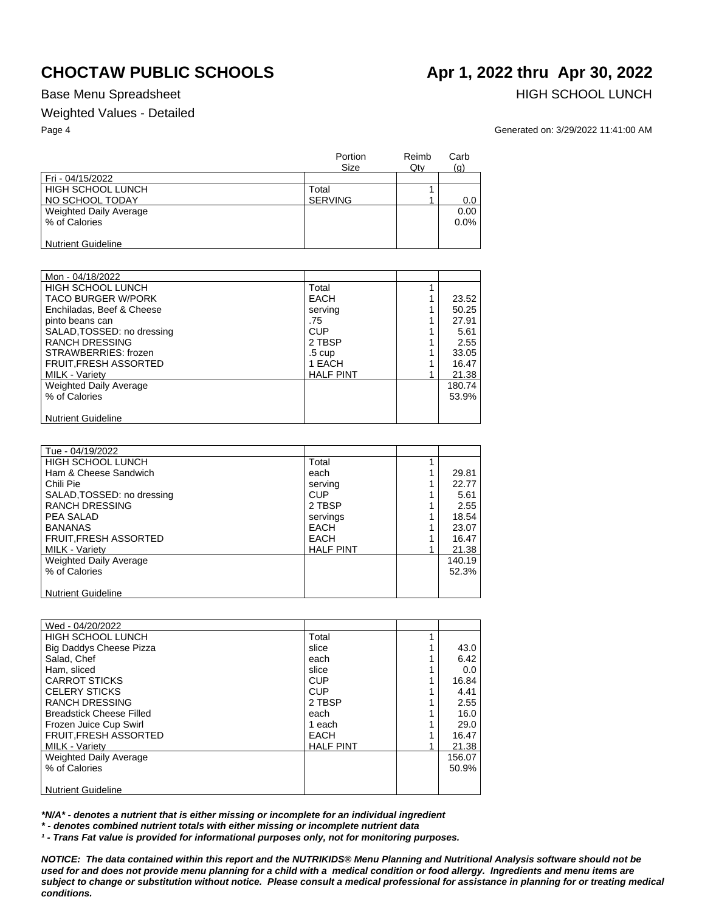# CHOCTAW PUBLIC SCHOOLS

**Apr 1, 2022 thru Apr 30, 2022**

Base Menu Spreadsheet

HIGH SCHOOL LUNCH

Weighted Values - Detailed

Generated on: 3/29/2022 11:41:00 AM

| | Portion Size | Reimb Qty | Carb (g) |
|---|---|---|---|
| Fri - 04/15/2022 | | | |
| HIGH SCHOOL LUNCH | Total | 1 | |
| NO SCHOOL TODAY | SERVING | 1 | 0.0 |
| Weighted Daily Average | | | 0.00 |
| % of Calories | | | 0.0% |
| Nutrient Guideline | | | |

| | Portion Size | Reimb Qty | Carb (g) |
|---|---|---|---|
| Mon - 04/18/2022 | | | |
| HIGH SCHOOL LUNCH | Total | 1 | |
| TACO BURGER W/PORK | EACH | 1 | 23.52 |
| Enchiladas, Beef & Cheese | serving | 1 | 50.25 |
| pinto beans can | .75 | 1 | 27.91 |
| SALAD,TOSSED: no dressing | CUP | 1 | 5.61 |
| RANCH DRESSING | 2 TBSP | 1 | 2.55 |
| STRAWBERRIES: frozen | .5 cup | 1 | 33.05 |
| FRUIT,FRESH ASSORTED | 1 EACH | 1 | 16.47 |
| MILK - Variety | HALF PINT | 1 | 21.38 |
| Weighted Daily Average | | | 180.74 |
| % of Calories | | | 53.9% |
| Nutrient Guideline | | | |

| | Portion Size | Reimb Qty | Carb (g) |
|---|---|---|---|
| Tue - 04/19/2022 | | | |
| HIGH SCHOOL LUNCH | Total | 1 | |
| Ham & Cheese Sandwich | each | 1 | 29.81 |
| Chili Pie | serving | 1 | 22.77 |
| SALAD,TOSSED: no dressing | CUP | 1 | 5.61 |
| RANCH DRESSING | 2 TBSP | 1 | 2.55 |
| PEA SALAD | servings | 1 | 18.54 |
| BANANAS | EACH | 1 | 23.07 |
| FRUIT,FRESH ASSORTED | EACH | 1 | 16.47 |
| MILK - Variety | HALF PINT | 1 | 21.38 |
| Weighted Daily Average | | | 140.19 |
| % of Calories | | | 52.3% |
| Nutrient Guideline | | | |

| | Portion Size | Reimb Qty | Carb (g) |
|---|---|---|---|
| Wed - 04/20/2022 | | | |
| HIGH SCHOOL LUNCH | Total | 1 | |
| Big Daddys Cheese Pizza | slice | 1 | 43.0 |
| Salad, Chef | each | 1 | 6.42 |
| Ham, sliced | slice | 1 | 0.0 |
| CARROT STICKS | CUP | 1 | 16.84 |
| CELERY STICKS | CUP | 1 | 4.41 |
| RANCH DRESSING | 2 TBSP | 1 | 2.55 |
| Breadstick Cheese Filled | each | 1 | 16.0 |
| Frozen Juice Cup Swirl | 1 each | 1 | 29.0 |
| FRUIT,FRESH ASSORTED | EACH | 1 | 16.47 |
| MILK - Variety | HALF PINT | 1 | 21.38 |
| Weighted Daily Average | | | 156.07 |
| % of Calories | | | 50.9% |
| Nutrient Guideline | | | |

***N/A* - denotes a nutrient that is either missing or incomplete for an individual ingredient**

***\* - denotes combined nutrient totals with either missing or incomplete nutrient data***

***¹ - Trans Fat value is provided for informational purposes only, not for monitoring purposes.***

***NOTICE: The data contained within this report and the NUTRIKIDS® Menu Planning and Nutritional Analysis software should not be used for and does not provide menu planning for a child with a medical condition or food allergy. Ingredients and menu items are subject to change or substitution without notice. Please consult a medical professional for assistance in planning for or treating medical conditions.***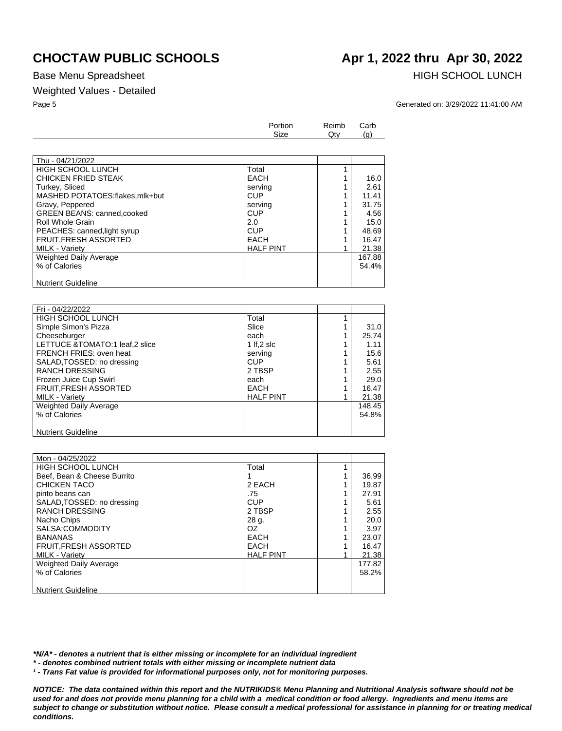# CHOCTAW PUBLIC SCHOOLS

# Apr 1, 2022 thru Apr 30, 2022

Base Menu Spreadsheet

HIGH SCHOOL LUNCH

Weighted Values - Detailed

Generated on: 3/29/2022 11:41:00 AM

| | Portion Size | Reimb Qty | Carb (g) |
|---|---|---|---|
| Thu - 04/21/2022 | | | |
| HIGH SCHOOL LUNCH | Total | 1 | |
| CHICKEN FRIED STEAK | EACH | 1 | 16.0 |
| Turkey, Sliced | serving | 1 | 2.61 |
| MASHED POTATOES:flakes,mlk+but | CUP | 1 | 11.41 |
| Gravy, Peppered | serving | 1 | 31.75 |
| GREEN BEANS: canned,cooked | CUP | 1 | 4.56 |
| Roll Whole Grain | 2.0 | 1 | 15.0 |
| PEACHES: canned,light syrup | CUP | 1 | 48.69 |
| FRUIT,FRESH ASSORTED | EACH | 1 | 16.47 |
| MILK - Variety | HALF PINT | 1 | 21.38 |
| Weighted Daily Average | | | 167.88 |
| % of Calories | | | 54.4% |
| Nutrient Guideline | | | |

| | Portion Size | Reimb Qty | Carb (g) |
|---|---|---|---|
| Fri - 04/22/2022 | | | |
| HIGH SCHOOL LUNCH | Total | 1 | |
| Simple Simon's Pizza | Slice | 1 | 31.0 |
| Cheeseburger | each | 1 | 25.74 |
| LETTUCE &TOMATO:1 leaf,2 slice | 1 lf,2 slc | 1 | 1.11 |
| FRENCH FRIES: oven heat | serving | 1 | 15.6 |
| SALAD,TOSSED: no dressing | CUP | 1 | 5.61 |
| RANCH DRESSING | 2 TBSP | 1 | 2.55 |
| Frozen Juice Cup Swirl | each | 1 | 29.0 |
| FRUIT,FRESH ASSORTED | EACH | 1 | 16.47 |
| MILK - Variety | HALF PINT | 1 | 21.38 |
| Weighted Daily Average | | | 148.45 |
| % of Calories | | | 54.8% |
| Nutrient Guideline | | | |

| | Portion Size | Reimb Qty | Carb (g) |
|---|---|---|---|
| Mon - 04/25/2022 | | | |
| HIGH SCHOOL LUNCH | Total | 1 | |
| Beef, Bean & Cheese Burrito | 1 | 1 | 36.99 |
| CHICKEN TACO | 2 EACH | 1 | 19.87 |
| pinto beans can | .75 | 1 | 27.91 |
| SALAD,TOSSED: no dressing | CUP | 1 | 5.61 |
| RANCH DRESSING | 2 TBSP | 1 | 2.55 |
| Nacho Chips | 28 g. | 1 | 20.0 |
| SALSA:COMMODITY | OZ | 1 | 3.97 |
| BANANAS | EACH | 1 | 23.07 |
| FRUIT,FRESH ASSORTED | EACH | 1 | 16.47 |
| MILK - Variety | HALF PINT | 1 | 21.38 |
| Weighted Daily Average | | | 177.82 |
| % of Calories | | | 58.2% |
| Nutrient Guideline | | | |

***N/A* - denotes a nutrient that is either missing or incomplete for an individual ingredient**

***\* - denotes combined nutrient totals with either missing or incomplete nutrient data***

***¹ - Trans Fat value is provided for informational purposes only, not for monitoring purposes.***

***NOTICE: The data contained within this report and the NUTRIKIDS® Menu Planning and Nutritional Analysis software should not be used for and does not provide menu planning for a child with a medical condition or food allergy. Ingredients and menu items are subject to change or substitution without notice. Please consult a medical professional for assistance in planning for or treating medical conditions.***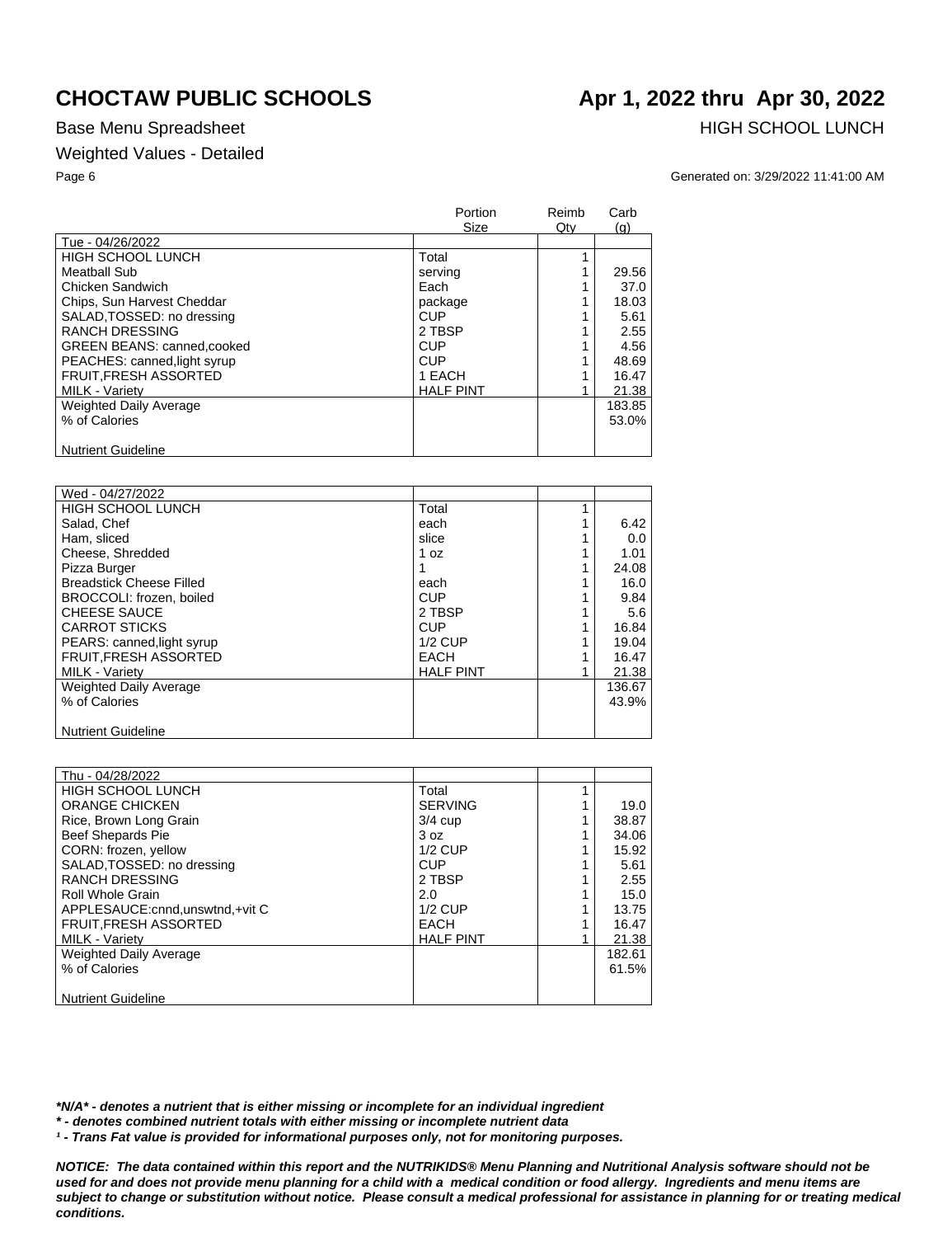# CHOCTAW PUBLIC SCHOOLS

# Apr 1, 2022 thru Apr 30, 2022

Base Menu Spreadsheet

HIGH SCHOOL LUNCH

Weighted Values - Detailed

Generated on: 3/29/2022 11:41:00 AM

| | Portion Size | Reimb Qty | Carb (g) |
|---|---|---|---|
| Tue - 04/26/2022 | | | |
| HIGH SCHOOL LUNCH | Total | 1 | |
| Meatball Sub | serving | 1 | 29.56 |
| Chicken Sandwich | Each | 1 | 37.0 |
| Chips, Sun Harvest Cheddar | package | 1 | 18.03 |
| SALAD,TOSSED: no dressing | CUP | 1 | 5.61 |
| RANCH DRESSING | 2 TBSP | 1 | 2.55 |
| GREEN BEANS: canned,cooked | CUP | 1 | 4.56 |
| PEACHES: canned,light syrup | CUP | 1 | 48.69 |
| FRUIT,FRESH ASSORTED | 1 EACH | 1 | 16.47 |
| MILK - Variety | HALF PINT | 1 | 21.38 |
| Weighted Daily Average | | | 183.85 |
| % of Calories | | | 53.0% |
| Nutrient Guideline | | | |

| | Portion Size | Reimb Qty | Carb (g) |
|---|---|---|---|
| Wed - 04/27/2022 | | | |
| HIGH SCHOOL LUNCH | Total | 1 | |
| Salad, Chef | each | 1 | 6.42 |
| Ham, sliced | slice | 1 | 0.0 |
| Cheese, Shredded | 1 oz | 1 | 1.01 |
| Pizza Burger | 1 | 1 | 24.08 |
| Breadstick Cheese Filled | each | 1 | 16.0 |
| BROCCOLI: frozen, boiled | CUP | 1 | 9.84 |
| CHEESE SAUCE | 2 TBSP | 1 | 5.6 |
| CARROT STICKS | CUP | 1 | 16.84 |
| PEARS: canned,light syrup | 1/2 CUP | 1 | 19.04 |
| FRUIT,FRESH ASSORTED | EACH | 1 | 16.47 |
| MILK - Variety | HALF PINT | 1 | 21.38 |
| Weighted Daily Average | | | 136.67 |
| % of Calories | | | 43.9% |
| Nutrient Guideline | | | |

| | Portion Size | Reimb Qty | Carb (g) |
|---|---|---|---|
| Thu - 04/28/2022 | | | |
| HIGH SCHOOL LUNCH | Total | 1 | |
| ORANGE CHICKEN | SERVING | 1 | 19.0 |
| Rice, Brown Long Grain | 3/4 cup | 1 | 38.87 |
| Beef Shepards Pie | 3 oz | 1 | 34.06 |
| CORN: frozen, yellow | 1/2 CUP | 1 | 15.92 |
| SALAD,TOSSED: no dressing | CUP | 1 | 5.61 |
| RANCH DRESSING | 2 TBSP | 1 | 2.55 |
| Roll Whole Grain | 2.0 | 1 | 15.0 |
| APPLESAUCE:cnnd,unswtnd,+vit C | 1/2 CUP | 1 | 13.75 |
| FRUIT,FRESH ASSORTED | EACH | 1 | 16.47 |
| MILK - Variety | HALF PINT | 1 | 21.38 |
| Weighted Daily Average | | | 182.61 |
| % of Calories | | | 61.5% |
| Nutrient Guideline | | | |

***N/A* - denotes a nutrient that is either missing or incomplete for an individual ingredient**

***** - denotes combined nutrient totals with either missing or incomplete nutrient data**

***¹ - Trans Fat value is provided for informational purposes only, not for monitoring purposes.***

***NOTICE: The data contained within this report and the NUTRIKIDS® Menu Planning and Nutritional Analysis software should not be used for and does not provide menu planning for a child with a medical condition or food allergy. Ingredients and menu items are subject to change or substitution without notice. Please consult a medical professional for assistance in planning for or treating medical conditions.***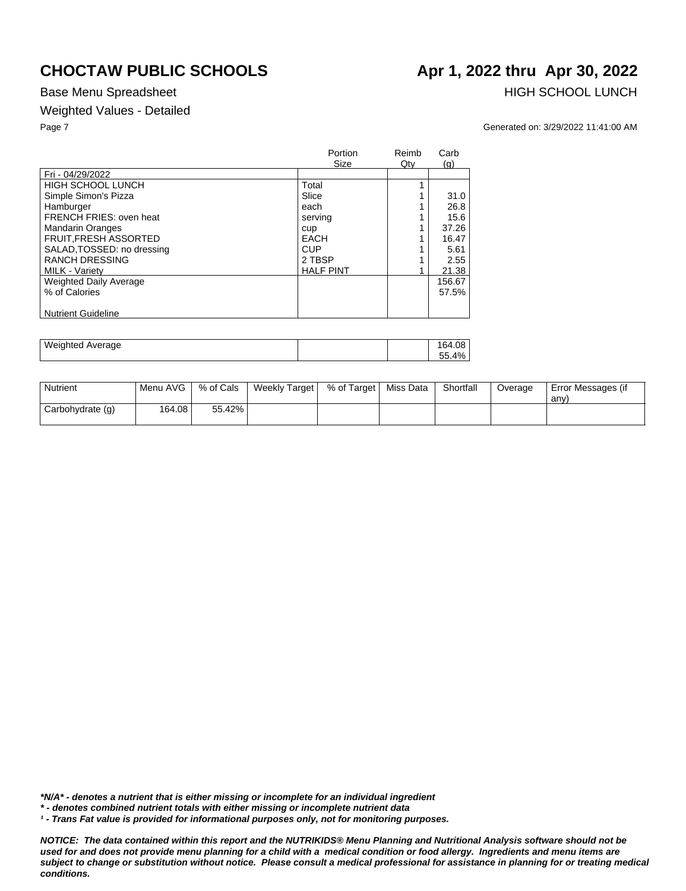# CHOCTAW PUBLIC SCHOOLS

## Apr 1, 2022 thru Apr 30, 2022

Base Menu Spreadsheet

HIGH SCHOOL LUNCH

Weighted Values - Detailed

Generated on: 3/29/2022 11:41:00 AM

| | Portion Size | Reimb Qty | Carb (g) |
|---|---|---|---|
| Fri - 04/29/2022 | | | |
| HIGH SCHOOL LUNCH | Total | 1 | |
| Simple Simon's Pizza | Slice | 1 | 31.0 |
| Hamburger | each | 1 | 26.8 |
| FRENCH FRIES: oven heat | serving | 1 | 15.6 |
| Mandarin Oranges | cup | 1 | 37.26 |
| FRUIT,FRESH ASSORTED | EACH | 1 | 16.47 |
| SALAD,TOSSED: no dressing | CUP | 1 | 5.61 |
| RANCH DRESSING | 2 TBSP | 1 | 2.55 |
| MILK - Variety | HALF PINT | 1 | 21.38 |
| Weighted Daily Average | | | 156.67 |
| % of Calories | | | 57.5% |
| Nutrient Guideline | | | |
| Weighted Average | | | 164.08<br>55.4% |

| Nutrient | Menu AVG | % of Cals | Weekly Target | % of Target | Miss Data | Shortfall | Overage | Error Messages (if any) |
|---|---|---|---|---|---|---|---|---|
| Carbohydrate (g) | 164.08 | 55.42% | | | | | | |

***N/A* - denotes a nutrient that is either missing or incomplete for an individual ingredient***

***\* - denotes combined nutrient totals with either missing or incomplete nutrient data***

***¹ - Trans Fat value is provided for informational purposes only, not for monitoring purposes.***

***NOTICE: The data contained within this report and the NUTRIKIDS® Menu Planning and Nutritional Analysis software should not be used for and does not provide menu planning for a child with a medical condition or food allergy. Ingredients and menu items are subject to change or substitution without notice. Please consult a medical professional for assistance in planning for or treating medical conditions.***